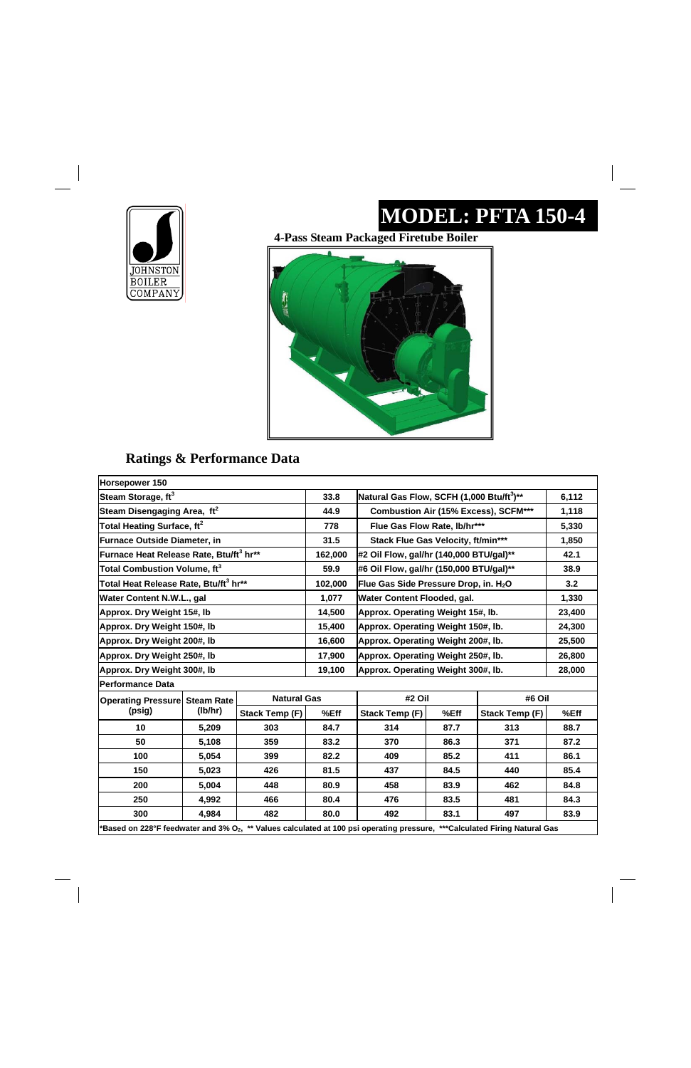JOHNSTON BOILER COMPANY

# MODEL: PFTA 150-4

**4-Pass Steam Packaged Firetube Boiler**

## Ratings & Performance Data

| Horsepower 150 | | | |
|---|---|---|---|
| Steam Storage, $ft^3$ | 33.8 | Natural Gas Flow, SCFH (1,000 Btu/$ft^3$)** | 6,112 |
| Steam Disengaging Area, $ft^2$ | 44.9 | Combustion Air (15% Excess), SCFM*** | 1,118 |
| Total Heating Surface, $ft^2$ | 778 | Flue Gas Flow Rate, lb/hr*** | 5,330 |
| Furnace Outside Diameter, in | 31.5 | Stack Flue Gas Velocity, ft/min*** | 1,850 |
| Furnace Heat Release Rate, Btu/$ft^3$ hr** | 162,000 | #2 Oil Flow, gal/hr (140,000 BTU/gal)** | 42.1 |
| Total Combustion Volume, $ft^3$ | 59.9 | #6 Oil Flow, gal/hr (150,000 BTU/gal)** | 38.9 |
| Total Heat Release Rate, Btu/$ft^3$ hr** | 102,000 | Flue Gas Side Pressure Drop, in. $H_2O$ | 3.2 |
| Water Content N.W.L., gal | 1,077 | Water Content Flooded, gal. | 1,330 |
| Approx. Dry Weight 15#, lb | 14,500 | Approx. Operating Weight 15#, lb. | 23,400 |
| Approx. Dry Weight 150#, lb | 15,400 | Approx. Operating Weight 150#, lb. | 24,300 |
| Approx. Dry Weight 200#, lb | 16,600 | Approx. Operating Weight 200#, lb. | 25,500 |
| Approx. Dry Weight 250#, lb | 17,900 | Approx. Operating Weight 250#, lb. | 26,800 |
| Approx. Dry Weight 300#, lb | 19,100 | Approx. Operating Weight 300#, lb. | 28,000 |

**Performance Data**

| Operating Pressure (psig) | Steam Rate (lb/hr) | Natural Gas | | #2 Oil | | #6 Oil | |
|---|---|---|---|---|---|---|---|
| | | Stack Temp (F) | %Eff | Stack Temp (F) | %Eff | Stack Temp (F) | %Eff |
| 10 | 5,209 | 303 | 84.7 | 314 | 87.7 | 313 | 88.7 |
| 50 | 5,108 | 359 | 83.2 | 370 | 86.3 | 371 | 87.2 |
| 100 | 5,054 | 399 | 82.2 | 409 | 85.2 | 411 | 86.1 |
| 150 | 5,023 | 426 | 81.5 | 437 | 84.5 | 440 | 85.4 |
| 200 | 5,004 | 448 | 80.9 | 458 | 83.9 | 462 | 84.8 |
| 250 | 4,992 | 466 | 80.4 | 476 | 83.5 | 481 | 84.3 |
| 300 | 4,984 | 482 | 80.0 | 492 | 83.1 | 497 | 83.9 |

*Based on 228°F feedwater and 3% $O_2$, ** Values calculated at 100 psi operating pressure, ***Calculated Firing Natural Gas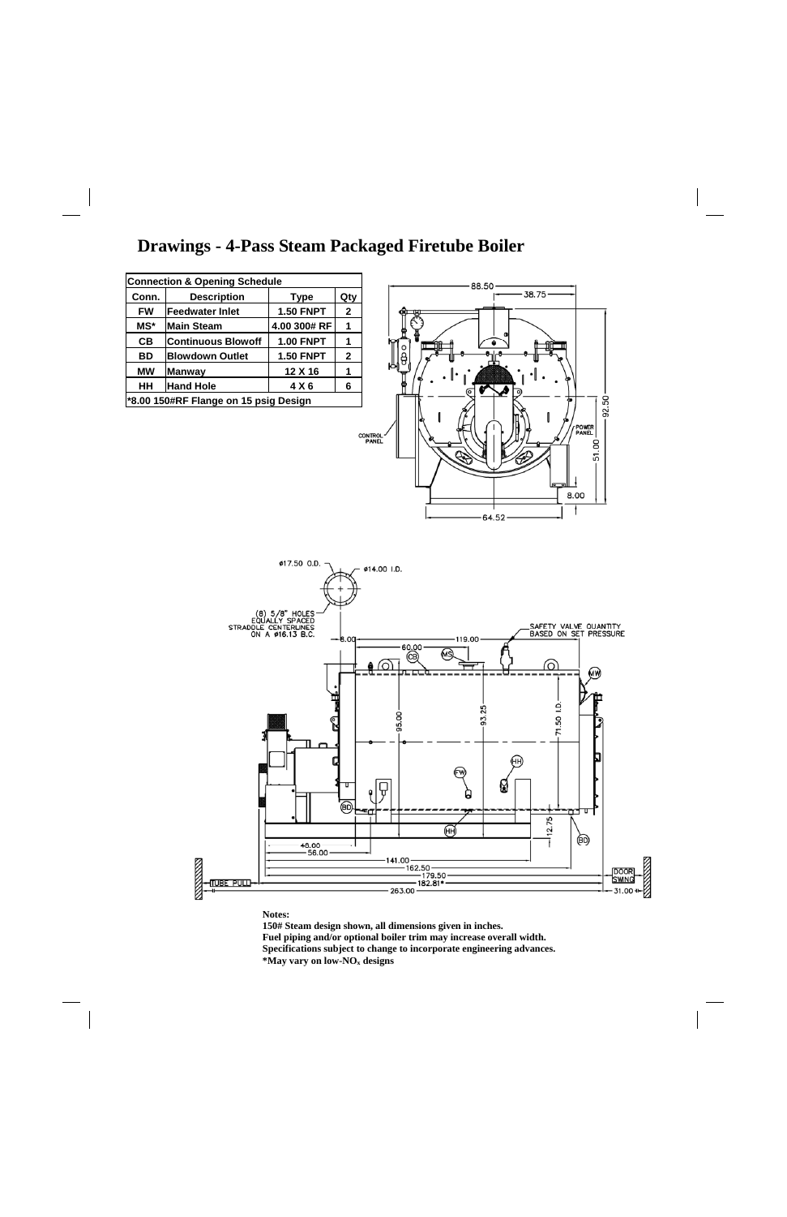# Drawings - 4-Pass Steam Packaged Firetube Boiler

| Connection & Opening Schedule | | | |
|---|---|---|---|
| **Conn.** | **Description** | **Type** | **Qty** |
| **FW** | **Feedwater Inlet** | **1.50 FNPT** | **2** |
| **MS*** | **Main Steam** | **4.00 300# RF** | **1** |
| **CB** | **Continuous Blowoff** | **1.00 FNPT** | **1** |
| **BD** | **Blowdown Outlet** | **1.50 FNPT** | **2** |
| **MW** | **Manway** | **12 X 16** | **1** |
| **HH** | **Hand Hole** | **4 X 6** | **6** |
| ***8.00 150#RF Flange on 15 psig Design** | | | |

**Notes:**

**150# Steam design shown, all dimensions given in inches.**

**Fuel piping and/or optional boiler trim may increase overall width.**

**Specifications subject to change to incorporate engineering advances.**

**\*May vary on low-$NO_x$ designs**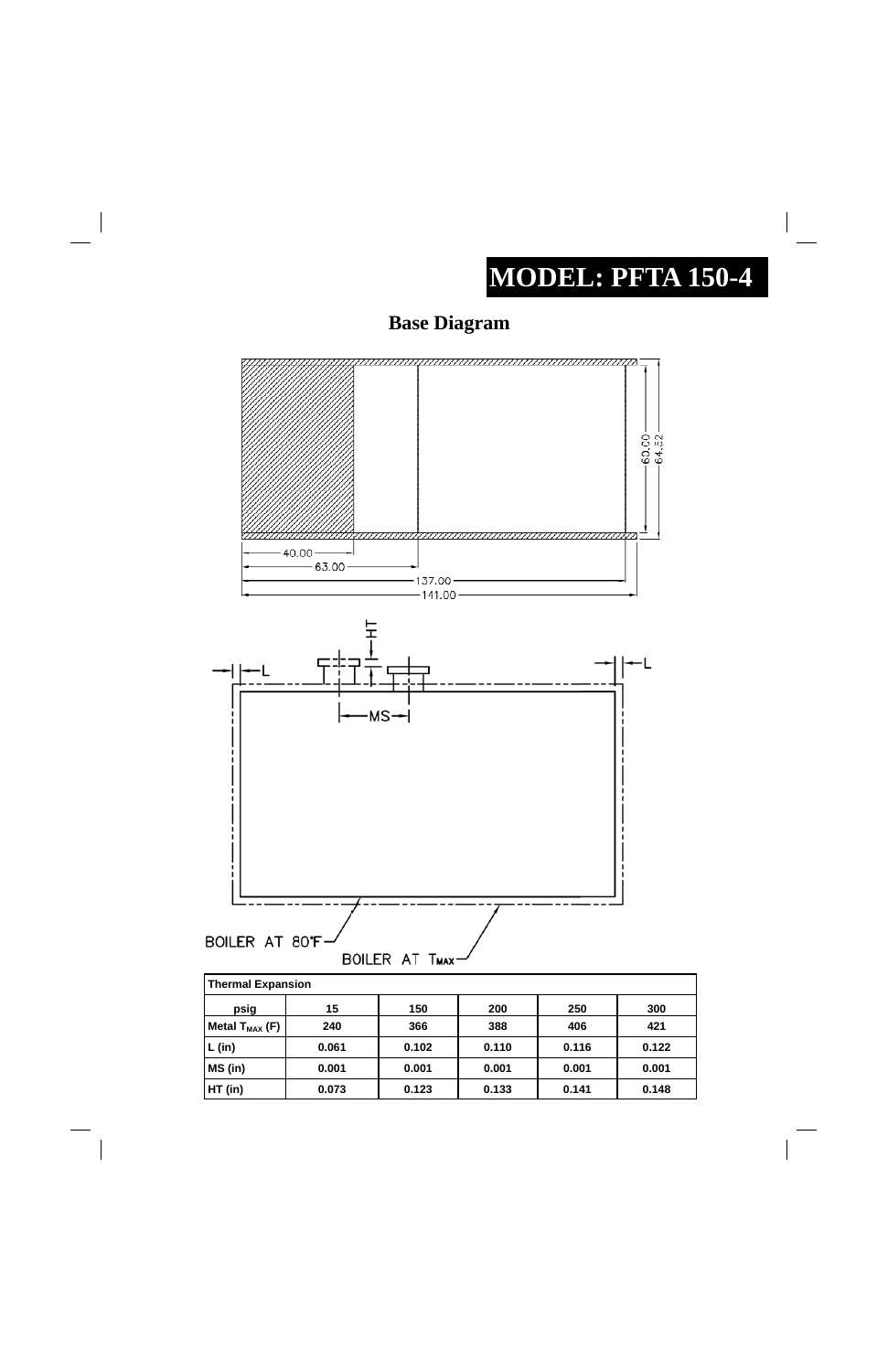# MODEL: PFTA 150-4

## Base Diagram

| Thermal Expansion | | | | | |
|---|---|---|---|---|---|
| psig | 15 | 150 | 200 | 250 | 300 |
| Metal $T_{MAX}$ (F) | 240 | 366 | 388 | 406 | 421 |
| L (in) | 0.061 | 0.102 | 0.110 | 0.116 | 0.122 |
| MS (in) | 0.001 | 0.001 | 0.001 | 0.001 | 0.001 |
| HT (in) | 0.073 | 0.123 | 0.133 | 0.141 | 0.148 |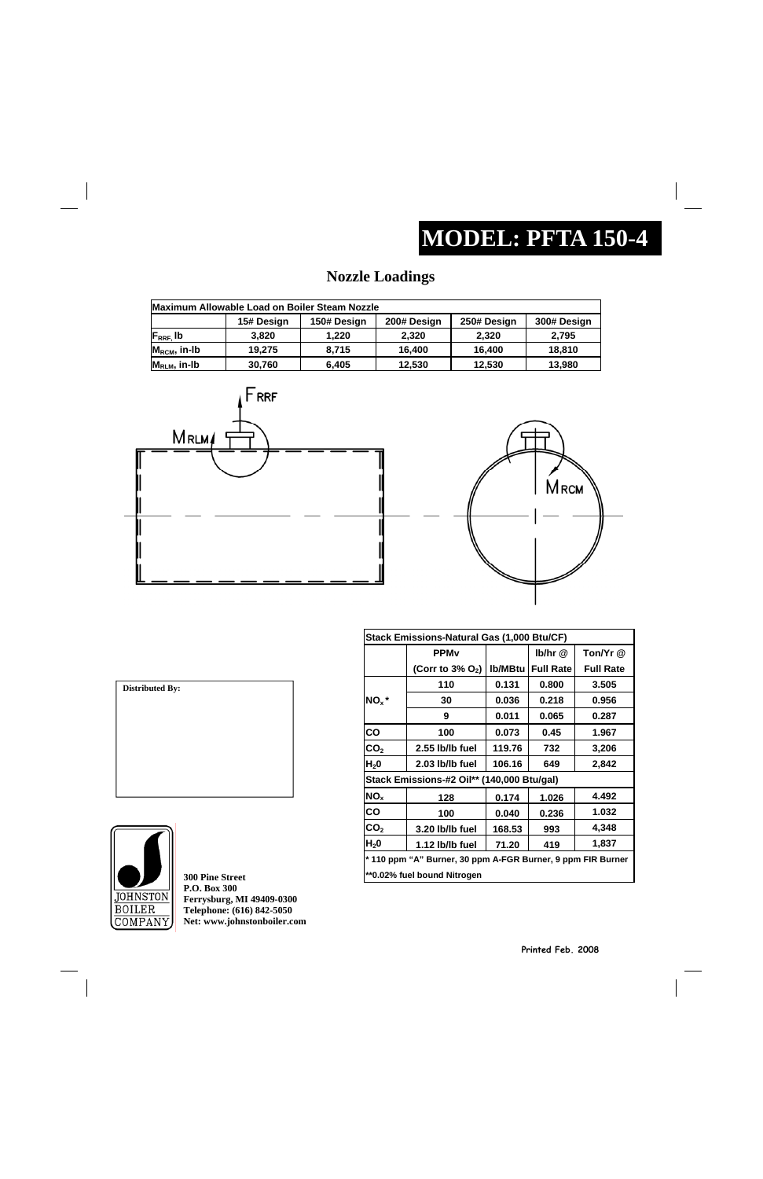# MODEL: PFTA 150-4

## Nozzle Loadings

| Maximum Allowable Load on Boiler Steam Nozzle | | | | | |
|---|---|---|---|---|---|
| | 15# Design | 150# Design | 200# Design | 250# Design | 300# Design |
| $F_{RRF}$, lb | 3,820 | 1,220 | 2,320 | 2,320 | 2,795 |
| $M_{RCM}$, in-lb | 19,275 | 8,715 | 16,400 | 16,400 | 18,810 |
| $M_{RLM}$, in-lb | 30,760 | 6,405 | 12,530 | 12,530 | 13,980 |

FRRF

MRLM

MRCM

| Stack Emissions-Natural Gas (1,000 Btu/CF) | | | | |
|---|---|---|---|---|
| | PPMv (Corr to 3% $O_2$) | lb/MBtu | lb/hr @ Full Rate | Ton/Yr @ Full Rate |
| $NO_x$ * | 110 | 0.131 | 0.800 | 3.505 |
| | 30 | 0.036 | 0.218 | 0.956 |
| | 9 | 0.011 | 0.065 | 0.287 |
| CO | 100 | 0.073 | 0.45 | 1.967 |
| $CO_2$ | 2.55 lb/lb fuel | 119.76 | 732 | 3,206 |
| $H_2O$ | 2.03 lb/lb fuel | 106.16 | 649 | 2,842 |
| **Stack Emissions-#2 Oil** (140,000 Btu/gal)** | | | | |
| $NO_x$ | 128 | 0.174 | 1.026 | 4.492 |
| CO | 100 | 0.040 | 0.236 | 1.032 |
| $CO_2$ | 3.20 lb/lb fuel | 168.53 | 993 | 4,348 |
| $H_2O$ | 1.12 lb/lb fuel | 71.20 | 419 | 1,837 |

\* 110 ppm "A" Burner, 30 ppm A-FGR Burner, 9 ppm FIR Burner

\*\*0.02% fuel bound Nitrogen

**Distributed By:**

JOHNSTON BOILER COMPANY

**300 Pine Street**
**P.O. Box 300**
**Ferrysburg, MI 49409-0300**
**Telephone: (616) 842-5050**
**Net: www.johnstonboiler.com**

Printed Feb. 2008